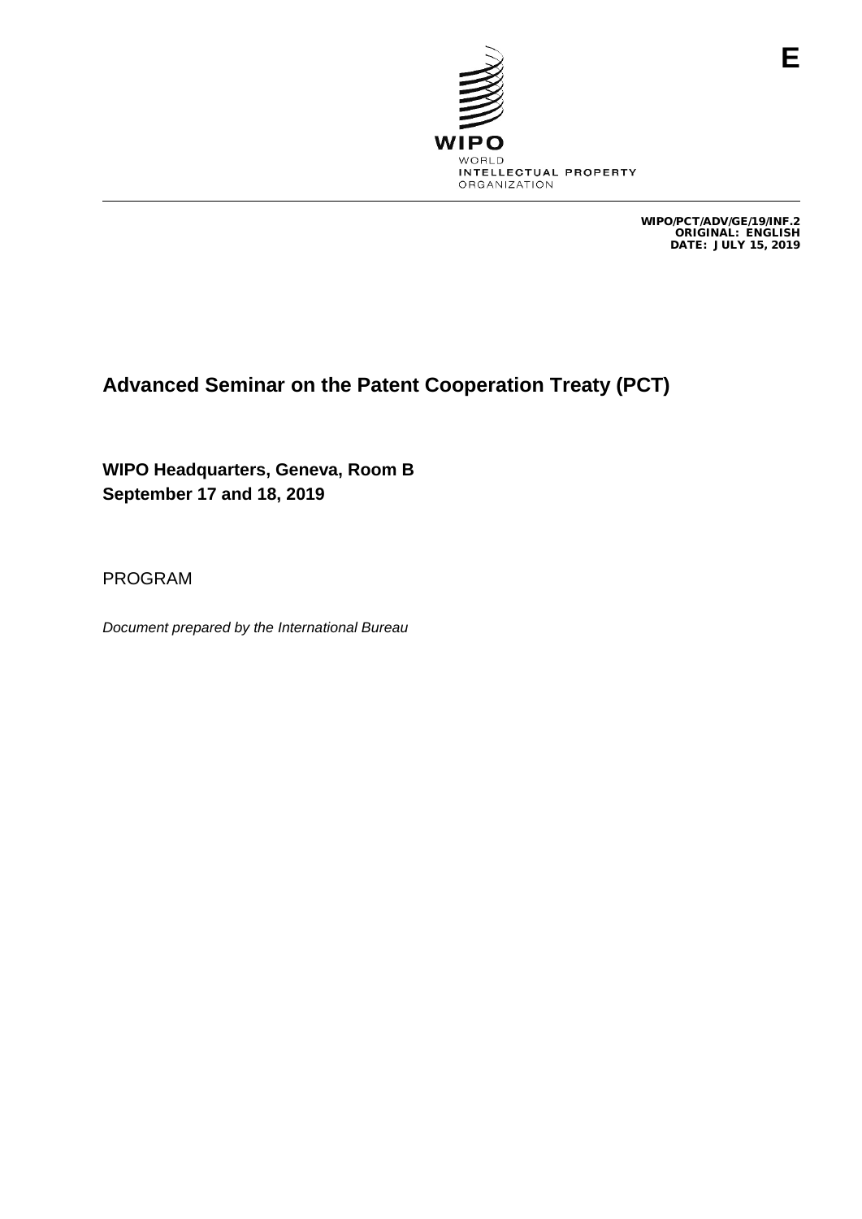E

WIPO

WORLD
INTELLECTUAL PROPERTY
ORGANIZATION

WIPO/PCT/ADV/GE/19/INF.2
ORIGINAL: ENGLISH
DATE: JULY 15, 2019

# Advanced Seminar on the Patent Cooperation Treaty (PCT)

**WIPO Headquarters, Geneva, Room B**
**September 17 and 18, 2019**

PROGRAM

*Document prepared by the International Bureau*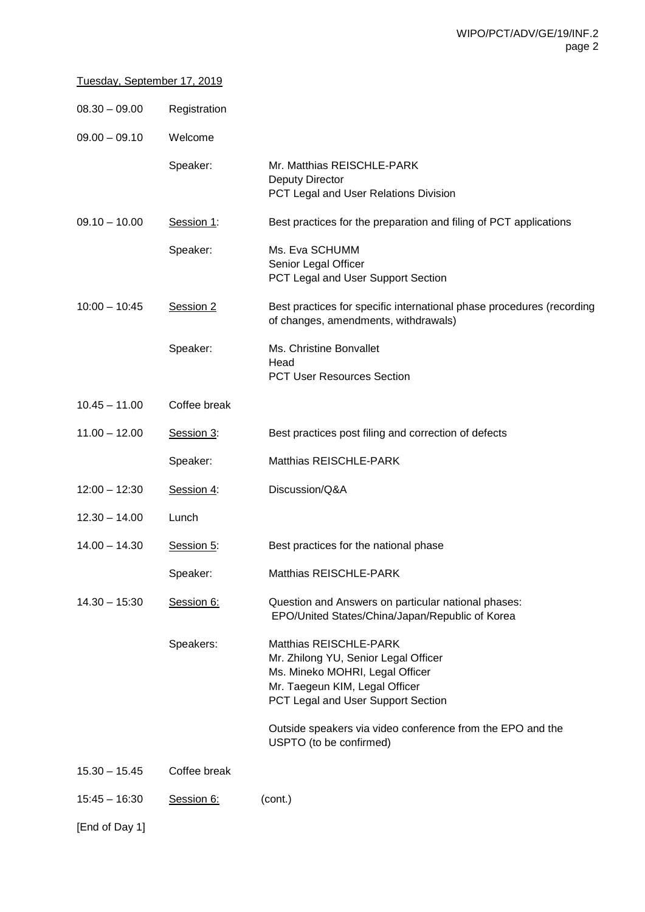Tuesday, September 17, 2019

| | | |
|---|---|---|
| 08.30 – 09.00 | Registration | |
| 09.00 – 09.10 | Welcome | |
| | Speaker: | Mr. Matthias REISCHLE-PARK<br>Deputy Director<br>PCT Legal and User Relations Division |
| 09.10 – 10.00 | Session 1: | Best practices for the preparation and filing of PCT applications |
| | Speaker: | Ms. Eva SCHUMM<br>Senior Legal Officer<br>PCT Legal and User Support Section |
| 10:00 – 10:45 | Session 2 | Best practices for specific international phase procedures (recording of changes, amendments, withdrawals) |
| | Speaker: | Ms. Christine Bonvallet<br>Head<br>PCT User Resources Section |
| 10.45 – 11.00 | Coffee break | |
| 11.00 – 12.00 | Session 3: | Best practices post filing and correction of defects |
| | Speaker: | Matthias REISCHLE-PARK |
| 12:00 – 12:30 | Session 4: | Discussion/Q&A |
| 12.30 – 14.00 | Lunch | |
| 14.00 – 14.30 | Session 5: | Best practices for the national phase |
| | Speaker: | Matthias REISCHLE-PARK |
| 14.30 – 15:30 | Session 6: | Question and Answers on particular national phases: EPO/United States/China/Japan/Republic of Korea |
| | Speakers: | Matthias REISCHLE-PARK<br>Mr. Zhilong YU, Senior Legal Officer<br>Ms. Mineko MOHRI, Legal Officer<br>Mr. Taegeun KIM, Legal Officer<br>PCT Legal and User Support Section<br><br>Outside speakers via video conference from the EPO and the USPTO (to be confirmed) |
| 15.30 – 15.45 | Coffee break | |
| 15:45 – 16:30 | Session 6: | (cont.) |

[End of Day 1]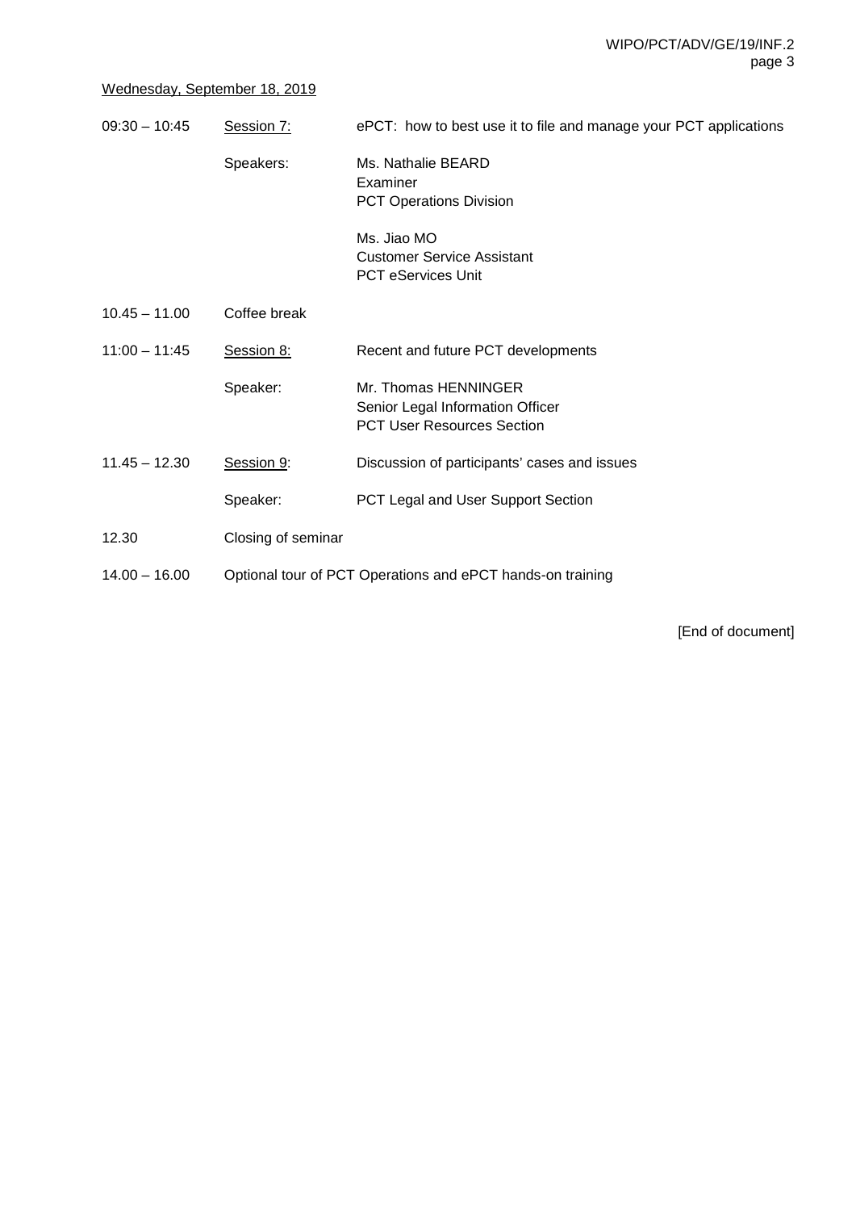Wednesday, September 18, 2019

| | | |
|---|---|---|
| 09:30 – 10:45 | Session 7: | ePCT: how to best use it to file and manage your PCT applications |
| | Speakers: | Ms. Nathalie BEARD<br>Examiner<br>PCT Operations Division |
| | | Ms. Jiao MO<br>Customer Service Assistant<br>PCT eServices Unit |
| 10.45 – 11.00 | Coffee break | |
| 11:00 – 11:45 | Session 8: | Recent and future PCT developments |
| | Speaker: | Mr. Thomas HENNINGER<br>Senior Legal Information Officer<br>PCT User Resources Section |
| 11.45 – 12.30 | Session 9: | Discussion of participants' cases and issues |
| | Speaker: | PCT Legal and User Support Section |
| 12.30 | Closing of seminar | |
| 14.00 – 16.00 | Optional tour of PCT Operations and ePCT hands-on training | |

[End of document]